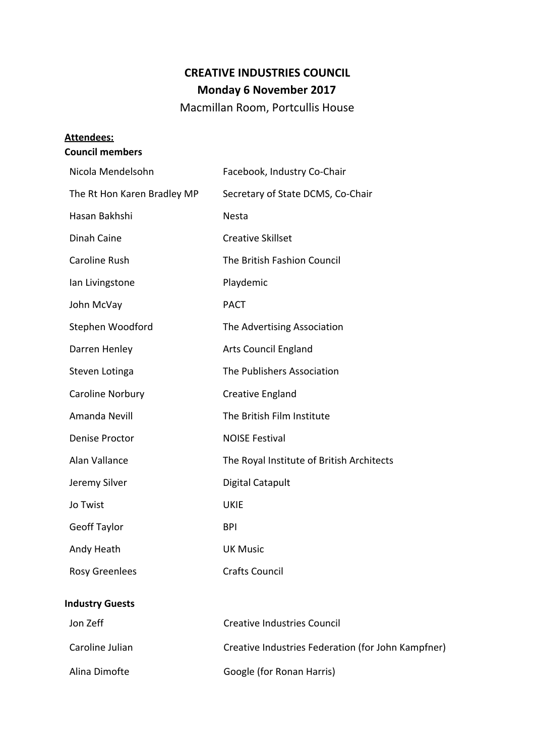# CREATIVE INDUSTRIES COUNCIL

## Monday 6 November 2017

Macmillan Room, Portcullis House

**Attendees:**

**Council members**

| | |
|---|---|
| Nicola Mendelsohn | Facebook, Industry Co-Chair |
| The Rt Hon Karen Bradley MP | Secretary of State DCMS, Co-Chair |
| Hasan Bakhshi | Nesta |
| Dinah Caine | Creative Skillset |
| Caroline Rush | The British Fashion Council |
| Ian Livingstone | Playdemic |
| John McVay | PACT |
| Stephen Woodford | The Advertising Association |
| Darren Henley | Arts Council England |
| Steven Lotinga | The Publishers Association |
| Caroline Norbury | Creative England |
| Amanda Nevill | The British Film Institute |
| Denise Proctor | NOISE Festival |
| Alan Vallance | The Royal Institute of British Architects |
| Jeremy Silver | Digital Catapult |
| Jo Twist | UKIE |
| Geoff Taylor | BPI |
| Andy Heath | UK Music |
| Rosy Greenlees | Crafts Council |

**Industry Guests**

| | |
|---|---|
| Jon Zeff | Creative Industries Council |
| Caroline Julian | Creative Industries Federation (for John Kampfner) |
| Alina Dimofte | Google (for Ronan Harris) |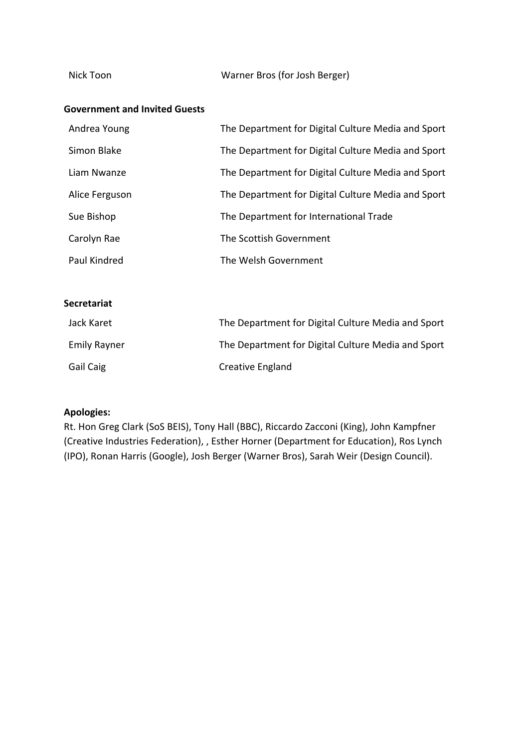| | |
|---|---|
| Nick Toon | Warner Bros (for Josh Berger) |

**Government and Invited Guests**

| | |
|---|---|
| Andrea Young | The Department for Digital Culture Media and Sport |
| Simon Blake | The Department for Digital Culture Media and Sport |
| Liam Nwanze | The Department for Digital Culture Media and Sport |
| Alice Ferguson | The Department for Digital Culture Media and Sport |
| Sue Bishop | The Department for International Trade |
| Carolyn Rae | The Scottish Government |
| Paul Kindred | The Welsh Government |

**Secretariat**

| | |
|---|---|
| Jack Karet | The Department for Digital Culture Media and Sport |
| Emily Rayner | The Department for Digital Culture Media and Sport |
| Gail Caig | Creative England |

**Apologies:**
Rt. Hon Greg Clark (SoS BEIS), Tony Hall (BBC), Riccardo Zacconi (King), John Kampfner (Creative Industries Federation), , Esther Horner (Department for Education), Ros Lynch (IPO), Ronan Harris (Google), Josh Berger (Warner Bros), Sarah Weir (Design Council).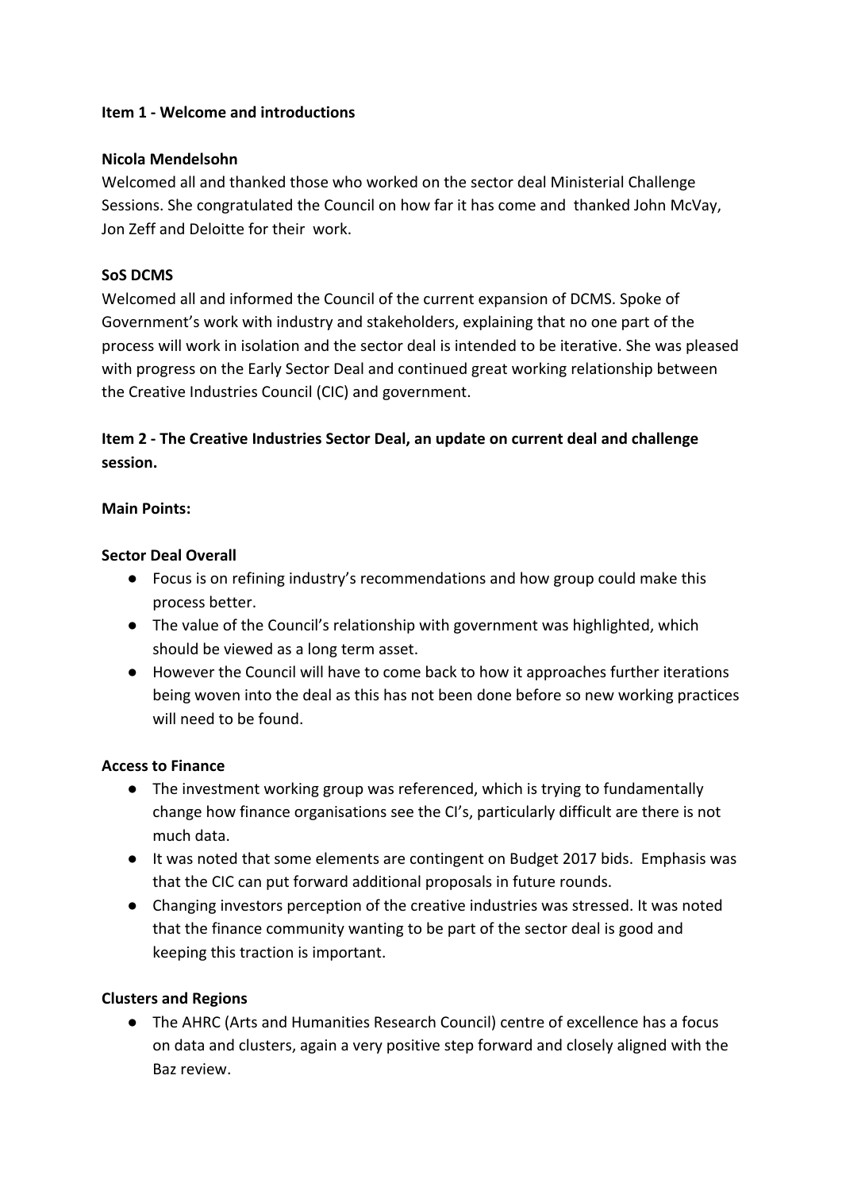**Item 1 - Welcome and introductions**

**Nicola Mendelsohn**
Welcomed all and thanked those who worked on the sector deal Ministerial Challenge Sessions. She congratulated the Council on how far it has come and thanked John McVay, Jon Zeff and Deloitte for their work.

**SoS DCMS**
Welcomed all and informed the Council of the current expansion of DCMS. Spoke of Government's work with industry and stakeholders, explaining that no one part of the process will work in isolation and the sector deal is intended to be iterative. She was pleased with progress on the Early Sector Deal and continued great working relationship between the Creative Industries Council (CIC) and government.

**Item 2 - The Creative Industries Sector Deal, an update on current deal and challenge session.**

**Main Points:**

**Sector Deal Overall**

- Focus is on refining industry's recommendations and how group could make this process better.
- The value of the Council's relationship with government was highlighted, which should be viewed as a long term asset.
- However the Council will have to come back to how it approaches further iterations being woven into the deal as this has not been done before so new working practices will need to be found.

**Access to Finance**

- The investment working group was referenced, which is trying to fundamentally change how finance organisations see the CI's, particularly difficult are there is not much data.
- It was noted that some elements are contingent on Budget 2017 bids. Emphasis was that the CIC can put forward additional proposals in future rounds.
- Changing investors perception of the creative industries was stressed. It was noted that the finance community wanting to be part of the sector deal is good and keeping this traction is important.

**Clusters and Regions**

- The AHRC (Arts and Humanities Research Council) centre of excellence has a focus on data and clusters, again a very positive step forward and closely aligned with the Baz review.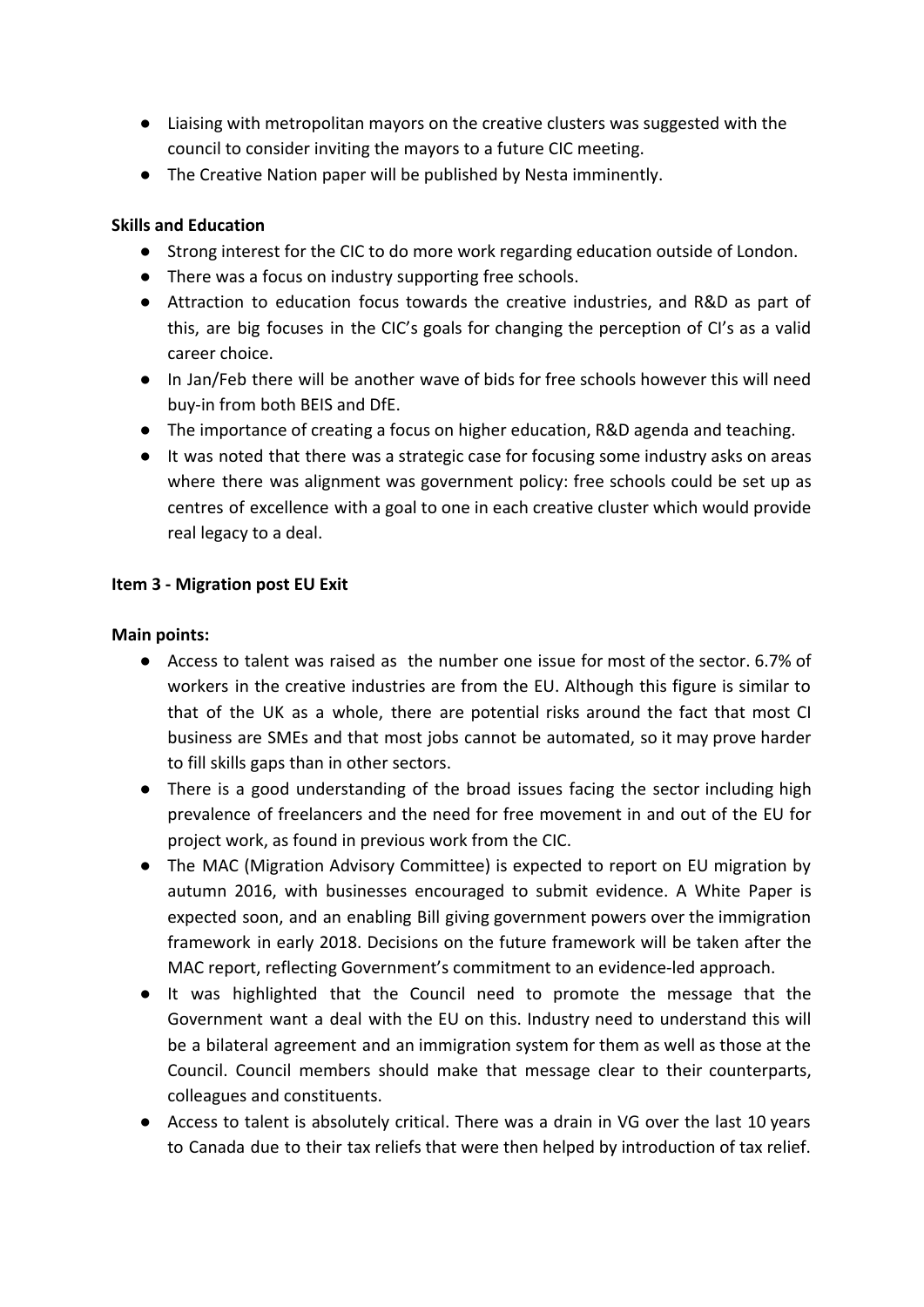- Liaising with metropolitan mayors on the creative clusters was suggested with the council to consider inviting the mayors to a future CIC meeting.
- The Creative Nation paper will be published by Nesta imminently.

**Skills and Education**

- Strong interest for the CIC to do more work regarding education outside of London.
- There was a focus on industry supporting free schools.
- Attraction to education focus towards the creative industries, and R&D as part of this, are big focuses in the CIC's goals for changing the perception of CI's as a valid career choice.
- In Jan/Feb there will be another wave of bids for free schools however this will need buy-in from both BEIS and DfE.
- The importance of creating a focus on higher education, R&D agenda and teaching.
- It was noted that there was a strategic case for focusing some industry asks on areas where there was alignment was government policy: free schools could be set up as centres of excellence with a goal to one in each creative cluster which would provide real legacy to a deal.

**Item 3 - Migration post EU Exit**

**Main points:**

- Access to talent was raised as the number one issue for most of the sector. 6.7% of workers in the creative industries are from the EU. Although this figure is similar to that of the UK as a whole, there are potential risks around the fact that most CI business are SMEs and that most jobs cannot be automated, so it may prove harder to fill skills gaps than in other sectors.
- There is a good understanding of the broad issues facing the sector including high prevalence of freelancers and the need for free movement in and out of the EU for project work, as found in previous work from the CIC.
- The MAC (Migration Advisory Committee) is expected to report on EU migration by autumn 2016, with businesses encouraged to submit evidence. A White Paper is expected soon, and an enabling Bill giving government powers over the immigration framework in early 2018. Decisions on the future framework will be taken after the MAC report, reflecting Government's commitment to an evidence-led approach.
- It was highlighted that the Council need to promote the message that the Government want a deal with the EU on this. Industry need to understand this will be a bilateral agreement and an immigration system for them as well as those at the Council. Council members should make that message clear to their counterparts, colleagues and constituents.
- Access to talent is absolutely critical. There was a drain in VG over the last 10 years to Canada due to their tax reliefs that were then helped by introduction of tax relief.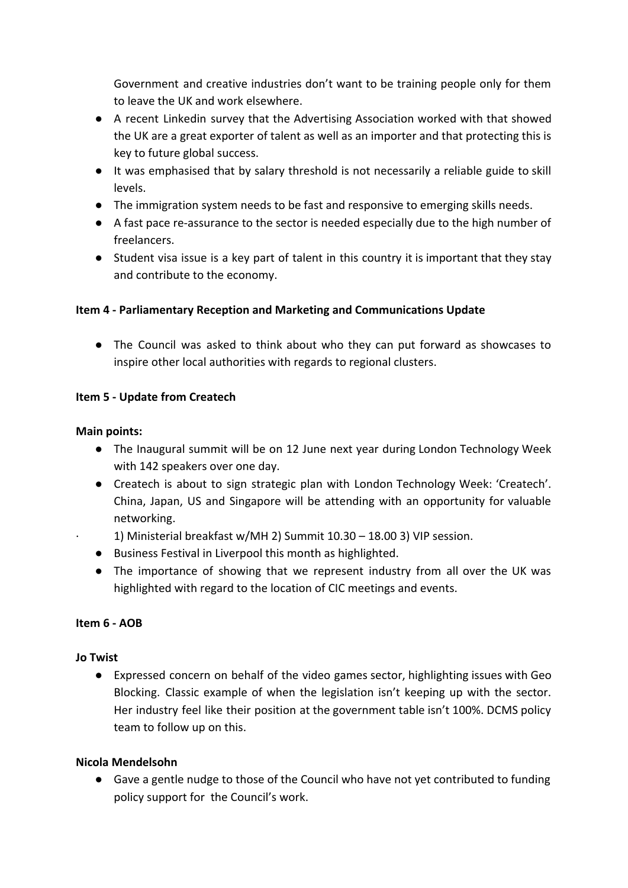Government and creative industries don't want to be training people only for them to leave the UK and work elsewhere.

- A recent Linkedin survey that the Advertising Association worked with that showed the UK are a great exporter of talent as well as an importer and that protecting this is key to future global success.
- It was emphasised that by salary threshold is not necessarily a reliable guide to skill levels.
- The immigration system needs to be fast and responsive to emerging skills needs.
- A fast pace re-assurance to the sector is needed especially due to the high number of freelancers.
- Student visa issue is a key part of talent in this country it is important that they stay and contribute to the economy.

**Item 4 - Parliamentary Reception and Marketing and Communications Update**

- The Council was asked to think about who they can put forward as showcases to inspire other local authorities with regards to regional clusters.

**Item 5 - Update from Createch**

**Main points:**

- The Inaugural summit will be on 12 June next year during London Technology Week with 142 speakers over one day.
- Createch is about to sign strategic plan with London Technology Week: 'Createch'. China, Japan, US and Singapore will be attending with an opportunity for valuable networking.
- 1) Ministerial breakfast w/MH 2) Summit 10.30 – 18.00 3) VIP session.
- Business Festival in Liverpool this month as highlighted.
- The importance of showing that we represent industry from all over the UK was highlighted with regard to the location of CIC meetings and events.

**Item 6 - AOB**

**Jo Twist**

- Expressed concern on behalf of the video games sector, highlighting issues with Geo Blocking. Classic example of when the legislation isn't keeping up with the sector. Her industry feel like their position at the government table isn't 100%. DCMS policy team to follow up on this.

**Nicola Mendelsohn**

- Gave a gentle nudge to those of the Council who have not yet contributed to funding policy support for the Council's work.